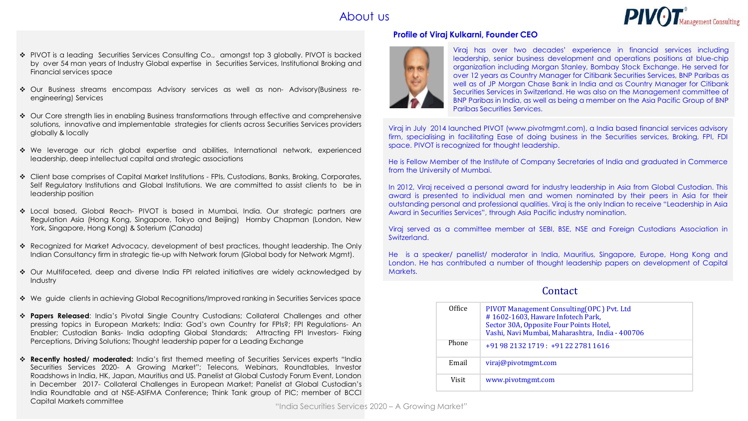# About us

- PIVOT is a leading Securities Services Consulting Co., amongst top 3 globally. PIVOT is backed by over 54 man years of Industry Global expertise in Securities Services, Institutional Broking and Financial services space
- Our Business streams encompass Advisory services as well as non- Advisory(Business re-engineering) Services
- Our Core strength lies in enabling Business transformations through effective and comprehensive solutions, innovative and implementable strategies for clients across Securities Services providers globally & locally
- We leverage our rich global expertise and abilities, International network, experienced leadership, deep intellectual capital and strategic associations
- Client base comprises of Capital Market Institutions - FPIs, Custodians, Banks, Broking, Corporates, Self Regulatory Institutions and Global Institutions. We are committed to assist clients to be in leadership position
- Local based, Global Reach- PIVOT is based in Mumbai, India. Our strategic partners are Regulation Asia (Hong Kong, Singapore, Tokyo and Beijing) Hornby Chapman (London, New York, Singapore, Hong Kong) & Soterium (Canada)
- Recognized for Market Advocacy, development of best practices, thought leadership. The Only Indian Consultancy firm in strategic tie-up with Network forum (Global body for Network Mgmt).
- Our Multifaceted, deep and diverse India FPI related initiatives are widely acknowledged by Industry
- We guide clients in achieving Global Recognitions/Improved ranking in Securities Services space
- **Papers Released**: India's Pivotal Single Country Custodians; Collateral Challenges and other pressing topics in European Markets; India: God's own Country for FPIs?; FPI Regulations- An Enabler; Custodian Banks- India adopting Global Standards; Attracting FPI Investors- Fixing Perceptions, Driving Solutions; Thought leadership paper for a Leading Exchange
- **Recently hosted/ moderated:** India's first themed meeting of Securities Services experts "India Securities Services 2020- A Growing Market"; Telecons, Webinars, Roundtables, Investor Roadshows in India, HK, Japan, Mauritius and US. Panelist at Global Custody Forum Event, London in December 2017- Collateral Challenges in European Market; Panelist at Global Custodian's India Roundtable and at NSE-ASIFMA Conference; Think Tank group of PIC; member of BCCI Capital Markets committee

## Profile of Viraj Kulkarni, Founder CEO

Viraj has over two decades' experience in financial services including leadership, senior business development and operations positions at blue-chip organization including Morgan Stanley, Bombay Stock Exchange. He served for over 12 years as Country Manager for Citibank Securities Services, BNP Paribas as well as of JP Morgan Chase Bank in India and as Country Manager for Citibank Securities Services in Switzerland. He was also on the Management committee of BNP Paribas in India, as well as being a member on the Asia Pacific Group of BNP Paribas Securities Services.

Viraj in July 2014 launched PIVOT (www.pivotmgmt.com), a India based financial services advisory firm, specialising in facilitating Ease of doing business in the Securities services, Broking, FPI, FDI space. PIVOT is recognized for thought leadership.

He is Fellow Member of the Institute of Company Secretaries of India and graduated in Commerce from the University of Mumbai.

In 2012, Viraj received a personal award for industry leadership in Asia from Global Custodian. This award is presented to individual men and women nominated by their peers in Asia for their outstanding personal and professional qualities. Viraj is the only Indian to receive "Leadership in Asia Award in Securities Services", through Asia Pacific industry nomination.

Viraj served as a committee member at SEBI, BSE, NSE and Foreign Custodians Association in Switzerland.

He is a speaker/ panellist/ moderator in India, Mauritius, Singapore, Europe, Hong Kong and London. He has contributed a number of thought leadership papers on development of Capital Markets.

## Contact

| | |
|---|---|
| Office | PIVOT Management Consulting(OPC ) Pvt. Ltd<br># 1602-1603, Haware Infotech Park,<br>Sector 30A, Opposite Four Points Hotel,<br>Vashi, Navi Mumbai, Maharashtra, India - 400706 |
| Phone | +91 98 2132 1719 : +91 22 2781 1616 |
| Email | viraj@pivotmgmt.com |
| Visit | www.pivotmgmt.com |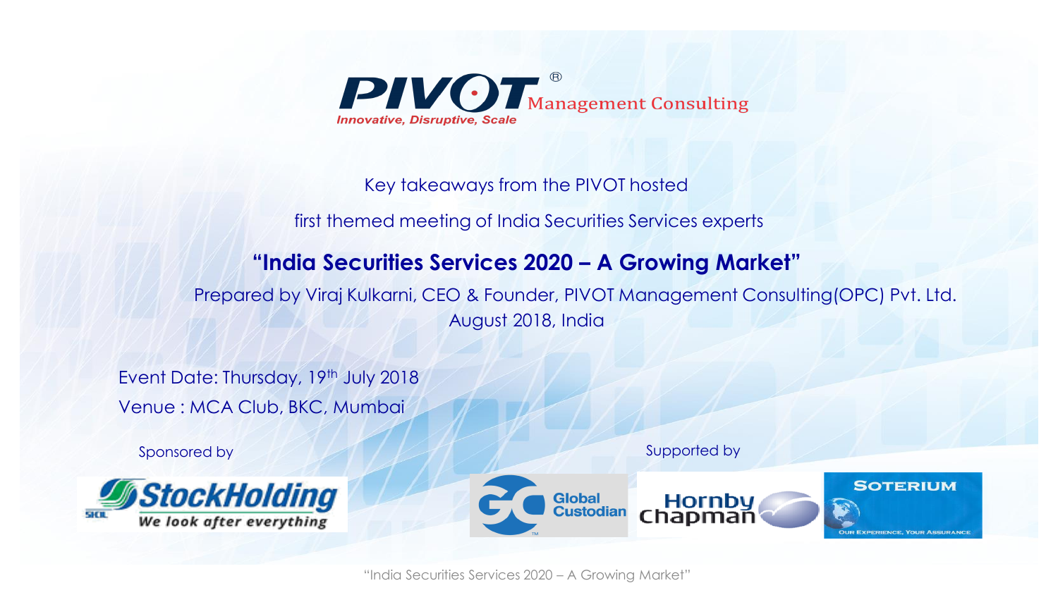PIVOT® Management Consulting

*Innovative, Disruptive, Scale*

Key takeaways from the PIVOT hosted

first themed meeting of India Securities Services experts

# "India Securities Services 2020 – A Growing Market"

Prepared by Viraj Kulkarni, CEO & Founder, PIVOT Management Consulting(OPC) Pvt. Ltd.
August 2018, India

Event Date: Thursday, 19th July 2018

Venue : MCA Club, BKC, Mumbai

Sponsored by

StockHolding – We look after everything

Supported by

Global Custodian

Hornby Chapman

Soterium – Our Experience, Your Assurance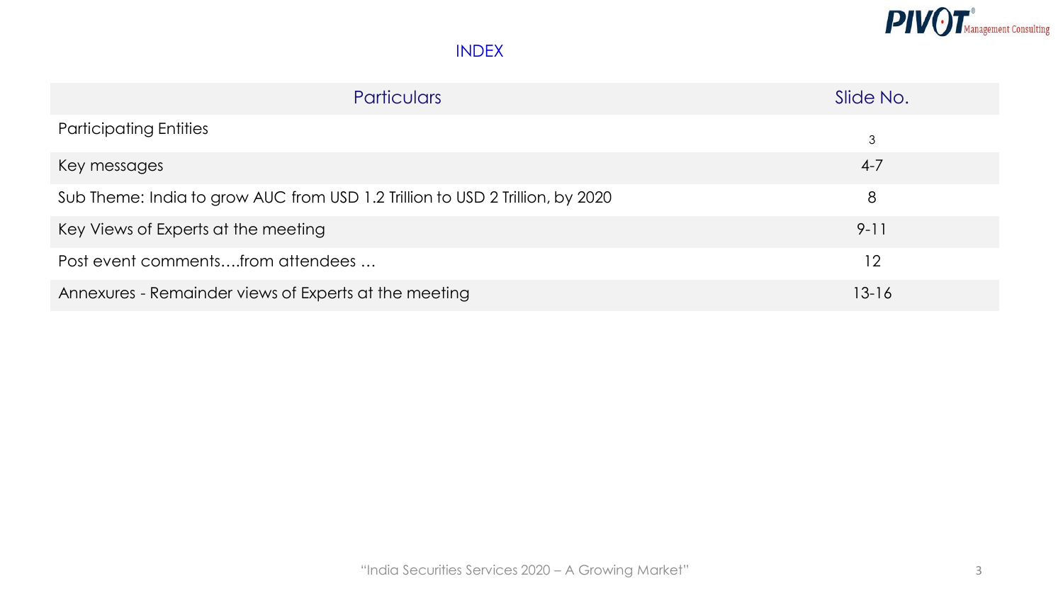# INDEX

| Particulars | Slide No. |
| --- | --- |
| Participating Entities | 3 |
| Key messages | 4-7 |
| Sub Theme: India to grow AUC from USD 1.2 Trillion to USD 2 Trillion, by 2020 | 8 |
| Key Views of Experts at the meeting | 9-11 |
| Post event comments….from attendees … | 12 |
| Annexures - Remainder views of Experts at the meeting | 13-16 |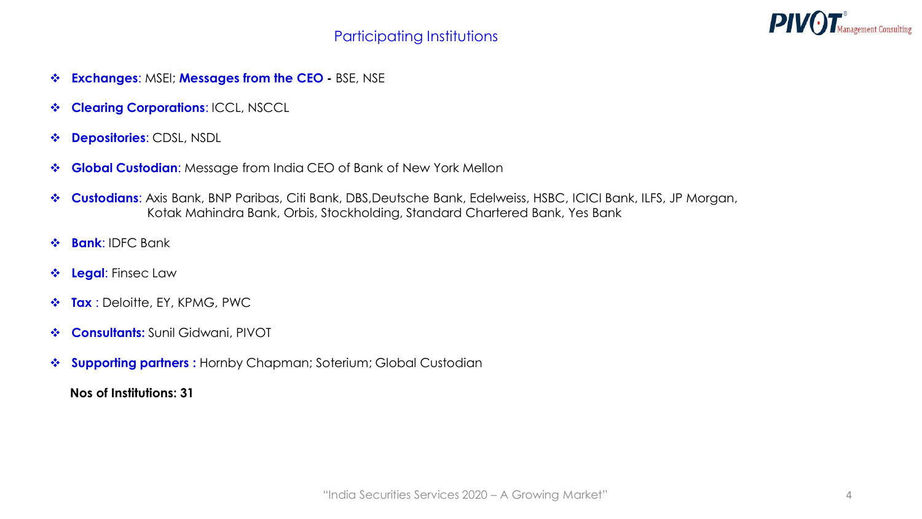## Participating Institutions

- **Exchanges**: MSEI; **Messages from the CEO -** BSE, NSE
- **Clearing Corporations**: ICCL, NSCCL
- **Depositories**: CDSL, NSDL
- **Global Custodian**: Message from India CEO of Bank of New York Mellon
- **Custodians**: Axis Bank, BNP Paribas, Citi Bank, DBS,Deutsche Bank, Edelweiss, HSBC, ICICI Bank, ILFS, JP Morgan, Kotak Mahindra Bank, Orbis, Stockholding, Standard Chartered Bank, Yes Bank
- **Bank**: IDFC Bank
- **Legal**: Finsec Law
- **Tax** : Deloitte, EY, KPMG, PWC
- **Consultants:** Sunil Gidwani, PIVOT
- **Supporting partners :** Hornby Chapman; Soterium; Global Custodian

**Nos of Institutions: 31**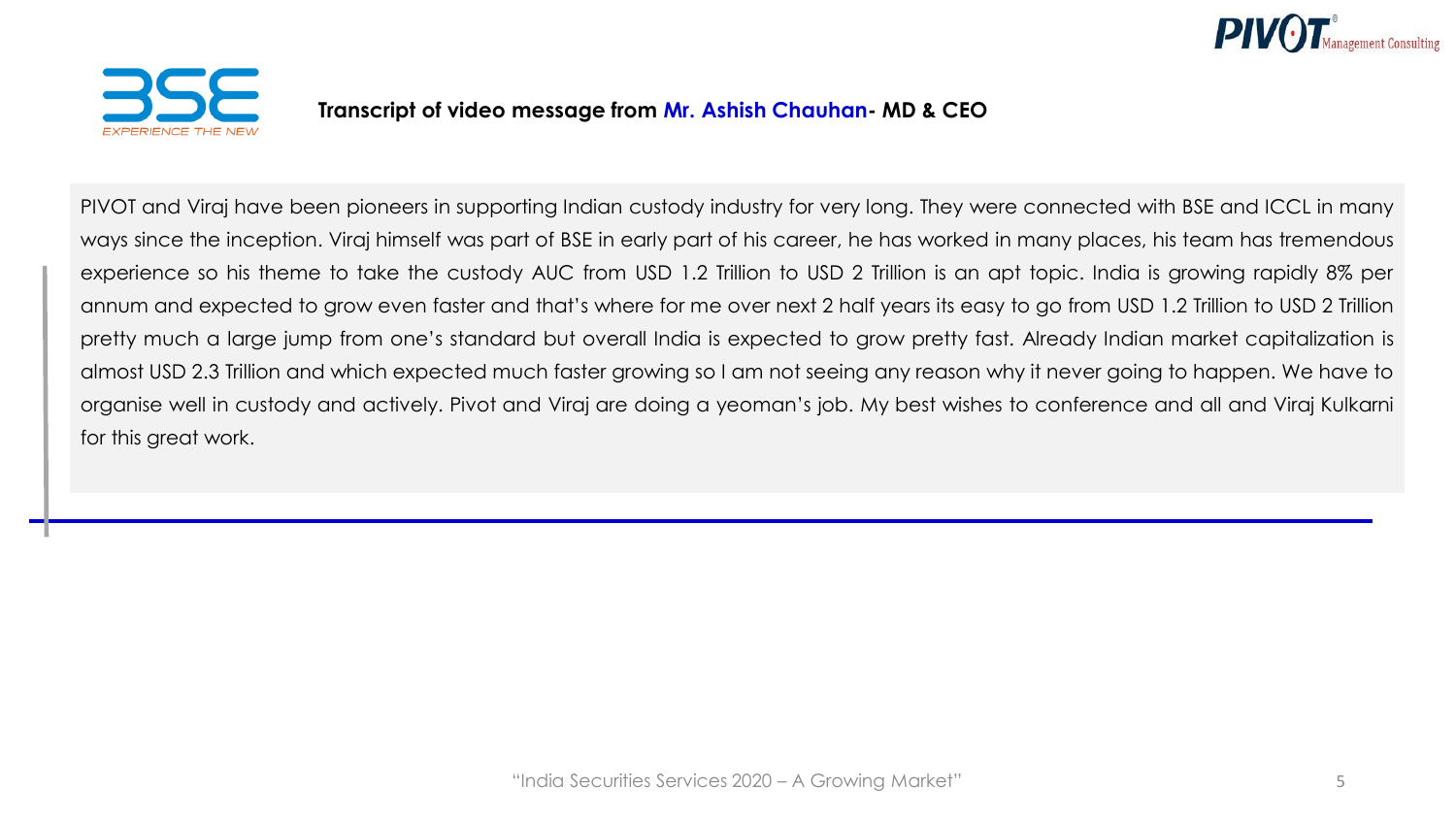## Transcript of video message from Mr. Ashish Chauhan- MD & CEO

PIVOT and Viraj have been pioneers in supporting Indian custody industry for very long. They were connected with BSE and ICCL in many ways since the inception. Viraj himself was part of BSE in early part of his career, he has worked in many places, his team has tremendous experience so his theme to take the custody AUC from USD 1.2 Trillion to USD 2 Trillion is an apt topic. India is growing rapidly 8% per annum and expected to grow even faster and that's where for me over next 2 half years its easy to go from USD 1.2 Trillion to USD 2 Trillion pretty much a large jump from one's standard but overall India is expected to grow pretty fast. Already Indian market capitalization is almost USD 2.3 Trillion and which expected much faster growing so I am not seeing any reason why it never going to happen. We have to organise well in custody and actively. Pivot and Viraj are doing a yeoman's job. My best wishes to conference and all and Viraj Kulkarni for this great work.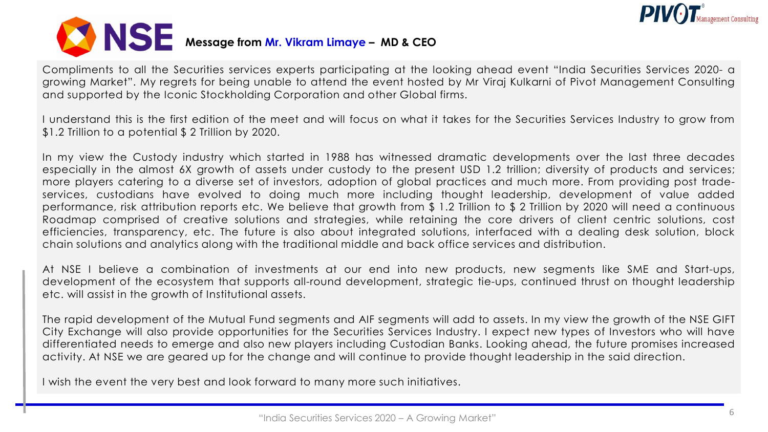## Message from Mr. Vikram Limaye – MD & CEO

Compliments to all the Securities services experts participating at the looking ahead event "India Securities Services 2020- a growing Market". My regrets for being unable to attend the event hosted by Mr Viraj Kulkarni of Pivot Management Consulting and supported by the Iconic Stockholding Corporation and other Global firms.

I understand this is the first edition of the meet and will focus on what it takes for the Securities Services Industry to grow from $1.2 Trillion to a potential $ 2 Trillion by 2020.

In my view the Custody industry which started in 1988 has witnessed dramatic developments over the last three decades especially in the almost 6X growth of assets under custody to the present USD 1.2 trillion; diversity of products and services; more players catering to a diverse set of investors, adoption of global practices and much more. From providing post trade-services, custodians have evolved to doing much more including thought leadership, development of value added performance, risk attribution reports etc. We believe that growth from $ 1.2 Trillion to $ 2 Trillion by 2020 will need a continuous Roadmap comprised of creative solutions and strategies, while retaining the core drivers of client centric solutions, cost efficiencies, transparency, etc. The future is also about integrated solutions, interfaced with a dealing desk solution, block chain solutions and analytics along with the traditional middle and back office services and distribution.

At NSE I believe a combination of investments at our end into new products, new segments like SME and Start-ups, development of the ecosystem that supports all-round development, strategic tie-ups, continued thrust on thought leadership etc. will assist in the growth of Institutional assets.

The rapid development of the Mutual Fund segments and AIF segments will add to assets. In my view the growth of the NSE GIFT City Exchange will also provide opportunities for the Securities Services Industry. I expect new types of Investors who will have differentiated needs to emerge and also new players including Custodian Banks. Looking ahead, the future promises increased activity. At NSE we are geared up for the change and will continue to provide thought leadership in the said direction.

I wish the event the very best and look forward to many more such initiatives.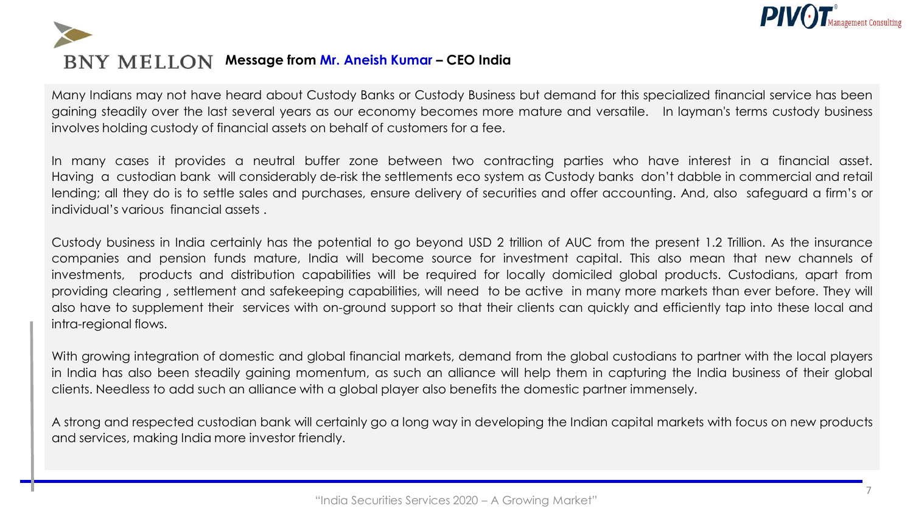## BNY MELLON Message from Mr. Aneish Kumar – CEO India

Many Indians may not have heard about Custody Banks or Custody Business but demand for this specialized financial service has been gaining steadily over the last several years as our economy becomes more mature and versatile. In layman's terms custody business involves holding custody of financial assets on behalf of customers for a fee.

In many cases it provides a neutral buffer zone between two contracting parties who have interest in a financial asset. Having a custodian bank will considerably de-risk the settlements eco system as Custody banks don't dabble in commercial and retail lending; all they do is to settle sales and purchases, ensure delivery of securities and offer accounting. And, also safeguard a firm's or individual's various financial assets .

Custody business in India certainly has the potential to go beyond USD 2 trillion of AUC from the present 1.2 Trillion. As the insurance companies and pension funds mature, India will become source for investment capital. This also mean that new channels of investments, products and distribution capabilities will be required for locally domiciled global products. Custodians, apart from providing clearing , settlement and safekeeping capabilities, will need to be active in many more markets than ever before. They will also have to supplement their services with on-ground support so that their clients can quickly and efficiently tap into these local and intra-regional flows.

With growing integration of domestic and global financial markets, demand from the global custodians to partner with the local players in India has also been steadily gaining momentum, as such an alliance will help them in capturing the India business of their global clients. Needless to add such an alliance with a global player also benefits the domestic partner immensely.

A strong and respected custodian bank will certainly go a long way in developing the Indian capital markets with focus on new products and services, making India more investor friendly.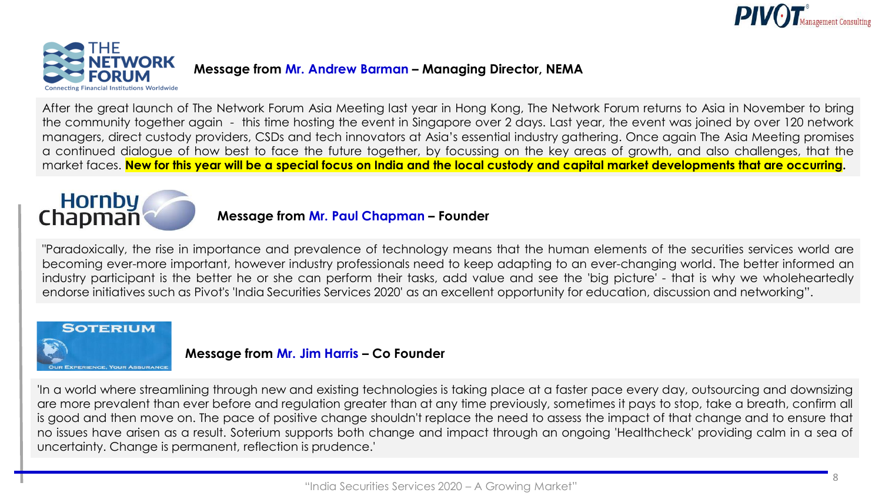**Message from Mr. Andrew Barman – Managing Director, NEMA**

After the great launch of The Network Forum Asia Meeting last year in Hong Kong, The Network Forum returns to Asia in November to bring the community together again - this time hosting the event in Singapore over 2 days. Last year, the event was joined by over 120 network managers, direct custody providers, CSDs and tech innovators at Asia's essential industry gathering. Once again The Asia Meeting promises a continued dialogue of how best to face the future together, by focussing on the key areas of growth, and also challenges, that the market faces. **New for this year will be a special focus on India and the local custody and capital market developments that are occurring.**

**Message from Mr. Paul Chapman – Founder**

"Paradoxically, the rise in importance and prevalence of technology means that the human elements of the securities services world are becoming ever-more important, however industry professionals need to keep adapting to an ever-changing world. The better informed an industry participant is the better he or she can perform their tasks, add value and see the 'big picture' - that is why we wholeheartedly endorse initiatives such as Pivot's 'India Securities Services 2020' as an excellent opportunity for education, discussion and networking".

**Message from Mr. Jim Harris – Co Founder**

'In a world where streamlining through new and existing technologies is taking place at a faster pace every day, outsourcing and downsizing are more prevalent than ever before and regulation greater than at any time previously, sometimes it pays to stop, take a breath, confirm all is good and then move on. The pace of positive change shouldn't replace the need to assess the impact of that change and to ensure that no issues have arisen as a result. Soterium supports both change and impact through an ongoing 'Healthcheck' providing calm in a sea of uncertainty. Change is permanent, reflection is prudence.'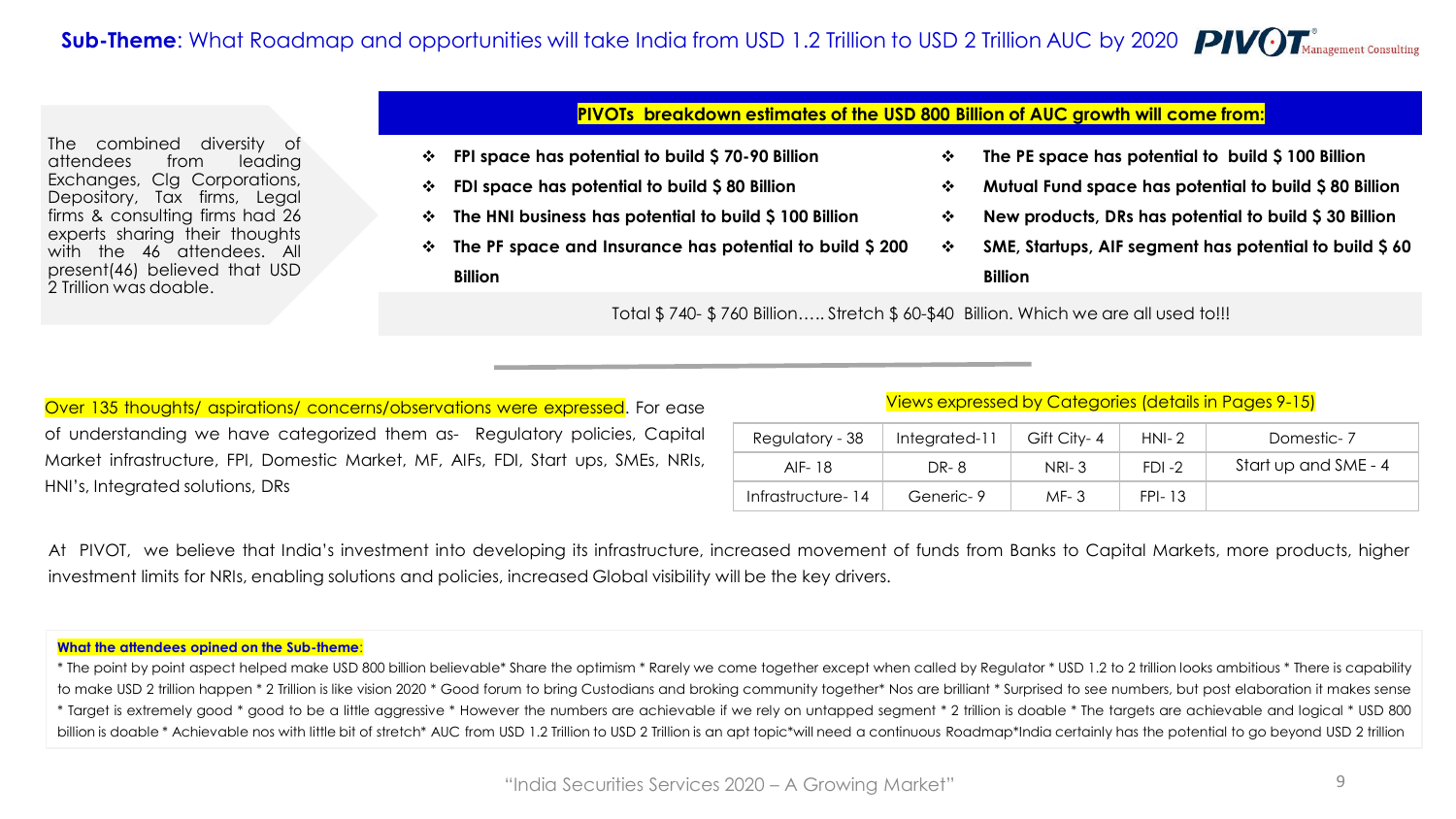## **Sub-Theme**: What Roadmap and opportunities will take India from USD 1.2 Trillion to USD 2 Trillion AUC by 2020

The combined diversity of attendees from leading Exchanges, Clg Corporations, Depository, Tax firms, Legal firms & consulting firms had 26 experts sharing their thoughts with the 46 attendees. All present(46) believed that USD 2 Trillion was doable.

**PIVOTs breakdown estimates of the USD 800 Billion of AUC growth will come from:**

- **FPI space has potential to build $ 70-90 Billion**
- **FDI space has potential to build $ 80 Billion**
- **The HNI business has potential to build $ 100 Billion**
- **The PF space and Insurance has potential to build $ 200 Billion**
- **The PE space has potential to build $ 100 Billion**
- **Mutual Fund space has potential to build $ 80 Billion**
- **New products, DRs has potential to build $ 30 Billion**
- **SME, Startups, AIF segment has potential to build $ 60 Billion**

Total $ 740- $ 760 Billion….. Stretch $ 60-$40 Billion. Which we are all used to!!!

Over 135 thoughts/ aspirations/ concerns/observations were expressed. For ease of understanding we have categorized them as- Regulatory policies, Capital Market infrastructure, FPI, Domestic Market, MF, AIFs, FDI, Start ups, SMEs, NRIs, HNI's, Integrated solutions, DRs

Views expressed by Categories (details in Pages 9-15)

| Regulatory - 38 | Integrated-11 | Gift City- 4 | HNI- 2 | Domestic- 7 |
|---|---|---|---|---|
| AIF- 18 | DR- 8 | NRI- 3 | FDI -2 | Start up and SME - 4 |
| Infrastructure- 14 | Generic- 9 | MF- 3 | FPI- 13 | |

At PIVOT, we believe that India's investment into developing its infrastructure, increased movement of funds from Banks to Capital Markets, more products, higher investment limits for NRIs, enabling solutions and policies, increased Global visibility will be the key drivers.

**What the attendees opined on the Sub-theme**:

* The point by point aspect helped make USD 800 billion believable* Share the optimism * Rarely we come together except when called by Regulator * USD 1.2 to 2 trillion looks ambitious * There is capability to make USD 2 trillion happen * 2 Trillion is like vision 2020 * Good forum to bring Custodians and broking community together* Nos are brilliant * Surprised to see numbers, but post elaboration it makes sense * Target is extremely good * good to be a little aggressive * However the numbers are achievable if we rely on untapped segment * 2 trillion is doable * The targets are achievable and logical * USD 800 billion is doable * Achievable nos with little bit of stretch* AUC from USD 1.2 Trillion to USD 2 Trillion is an apt topic*will need a continuous Roadmap*India certainly has the potential to go beyond USD 2 trillion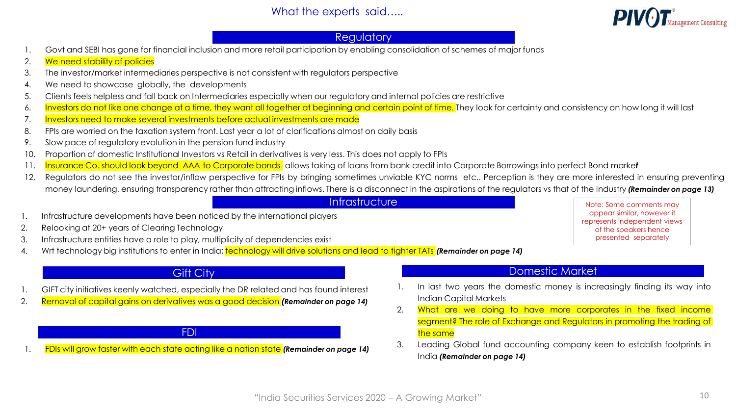# What the experts said…..

## Regulatory

1. Govt and SEBI has gone for financial inclusion and more retail participation by enabling consolidation of schemes of major funds
2. We need stability of policies
3. The investor/market intermediaries perspective is not consistent with regulators perspective
4. We need to showcase globally, the developments
5. Clients feels helpless and fall back on Intermediaries especially when our regulatory and internal policies are restrictive
6. Investors do not like one change at a time, they want all together at beginning and certain point of time. They look for certainty and consistency on how long it will last
7. Investors need to make several investments before actual investments are made
8. FPIs are worried on the taxation system front. Last year a lot of clarifications almost on daily basis
9. Slow pace of regulatory evolution in the pension fund industry
10. Proportion of domestic Institutional Investors vs Retail in derivatives is very less. This does not apply to FPIs
11. Insurance Co. should look beyond AAA to Corporate bonds- allows taking of loans from bank credit into Corporate Borrowings into perfect Bond market
12. Regulators do not see the investor/inflow perspective for FPIs by bringing sometimes unviable KYC norms etc.. Perception is they are more interested in ensuring preventing money laundering, ensuring transparency rather than attracting inflows. There is a disconnect in the aspirations of the regulators vs that of the Industry ***(Remainder on page 13)***

## Infrastructure

1. Infrastructure developments have been noticed by the international players
2. Relooking at 20+ years of Clearing Technology
3. Infrastructure entities have a role to play, multiplicity of dependencies exist
4. Wrt technology big institutions to enter in India; technology will drive solutions and lead to tighter TATs ***(Remainder on page 14)***

Note: Some comments may appear similar, however it represents independent views of the speakers hence presented separately

## Gift City

1. GIFT city initiatives keenly watched, especially the DR related and has found interest
2. Removal of capital gains on derivatives was a good decision ***(Remainder on page 14)***

## FDI

1. FDIs will grow faster with each state acting like a nation state ***(Remainder on page 14)***

## Domestic Market

1. In last two years the domestic money is increasingly finding its way into Indian Capital Markets
2. What are we doing to have more corporates in the fixed income segment? The role of Exchange and Regulators in promoting the trading of the same
3. Leading Global fund accounting company keen to establish footprints in India ***(Remainder on page 14)***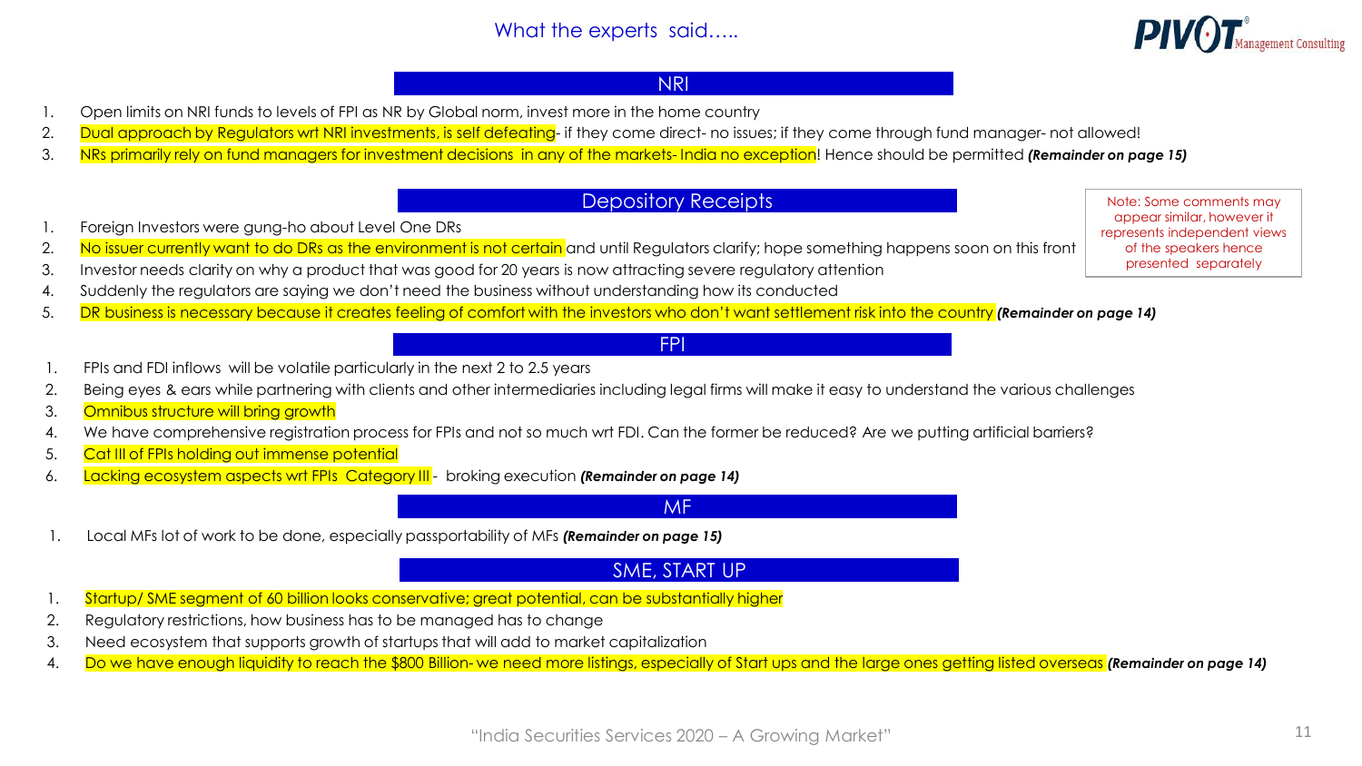# What the experts said…..

## NRI

1. Open limits on NRI funds to levels of FPI as NR by Global norm, invest more in the home country
2. Dual approach by Regulators wrt NRI investments, is self defeating- if they come direct- no issues; if they come through fund manager- not allowed!
3. NRs primarily rely on fund managers for investment decisions in any of the markets- India no exception! Hence should be permitted ***(Remainder on page 15)***

## Depository Receipts

> Note: Some comments may appear similar, however it represents independent views of the speakers hence presented separately

1. Foreign Investors were gung-ho about Level One DRs
2. No issuer currently want to do DRs as the environment is not certain and until Regulators clarify; hope something happens soon on this front
3. Investor needs clarity on why a product that was good for 20 years is now attracting severe regulatory attention
4. Suddenly the regulators are saying we don't need the business without understanding how its conducted
5. DR business is necessary because it creates feeling of comfort with the investors who don't want settlement risk into the country ***(Remainder on page 14)***

## FPI

1. FPIs and FDI inflows will be volatile particularly in the next 2 to 2.5 years
2. Being eyes & ears while partnering with clients and other intermediaries including legal firms will make it easy to understand the various challenges
3. Omnibus structure will bring growth
4. We have comprehensive registration process for FPIs and not so much wrt FDI. Can the former be reduced? Are we putting artificial barriers?
5. Cat III of FPIs holding out immense potential
6. Lacking ecosystem aspects wrt FPIs Category III - broking execution ***(Remainder on page 14)***

## MF

1. Local MFs lot of work to be done, especially passportability of MFs ***(Remainder on page 15)***

## SME, START UP

1. Startup/ SME segment of 60 billion looks conservative; great potential, can be substantially higher
2. Regulatory restrictions, how business has to be managed has to change
3. Need ecosystem that supports growth of startups that will add to market capitalization
4. Do we have enough liquidity to reach the $800 Billion- we need more listings, especially of Start ups and the large ones getting listed overseas ***(Remainder on page 14)***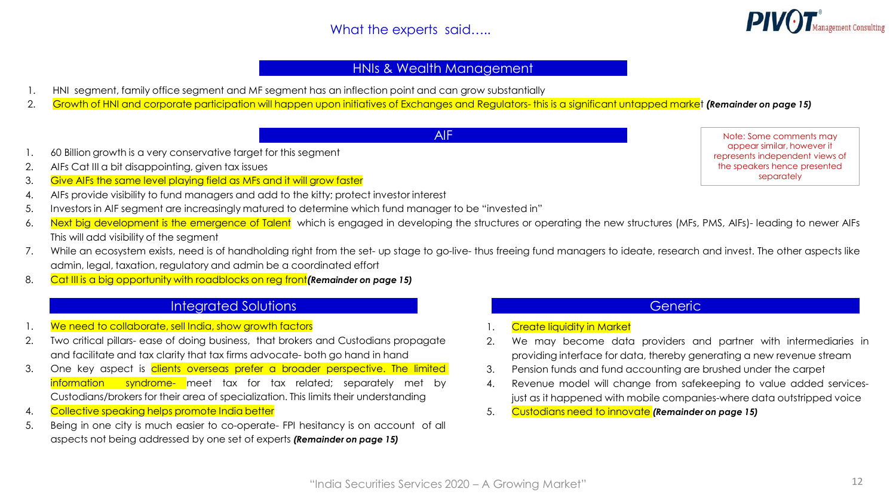# What the experts said…..

## HNIs & Wealth Management

1. HNI segment, family office segment and MF segment has an inflection point and can grow substantially
2. Growth of HNI and corporate participation will happen upon initiatives of Exchanges and Regulators- this is a significant untapped market ***(Remainder on page 15)***

## AIF

Note: Some comments may appear similar, however it represents independent views of the speakers hence presented separately

1. 60 Billion growth is a very conservative target for this segment
2. AIFs Cat III a bit disappointing, given tax issues
3. Give AIFs the same level playing field as MFs and it will grow faster
4. AIFs provide visibility to fund managers and add to the kitty; protect investor interest
5. Investors in AIF segment are increasingly matured to determine which fund manager to be "invested in"
6. Next big development is the emergence of Talent which is engaged in developing the structures or operating the new structures (MFs, PMS, AIFs)- leading to newer AIFs This will add visibility of the segment
7. While an ecosystem exists, need is of handholding right from the set- up stage to go-live- thus freeing fund managers to ideate, research and invest. The other aspects like admin, legal, taxation, regulatory and admin be a coordinated effort
8. Cat III is a big opportunity with roadblocks on reg front ***(Remainder on page 15)***

## Integrated Solutions

1. We need to collaborate, sell India, show growth factors
2. Two critical pillars- ease of doing business, that brokers and Custodians propagate and facilitate and tax clarity that tax firms advocate- both go hand in hand
3. One key aspect is clients overseas prefer a broader perspective. The limited information syndrome- meet tax for tax related; separately met by Custodians/brokers for their area of specialization. This limits their understanding
4. Collective speaking helps promote India better
5. Being in one city is much easier to co-operate- FPI hesitancy is on account of all aspects not being addressed by one set of experts ***(Remainder on page 15)***

## Generic

1. Create liquidity in Market
2. We may become data providers and partner with intermediaries in providing interface for data, thereby generating a new revenue stream
3. Pension funds and fund accounting are brushed under the carpet
4. Revenue model will change from safekeeping to value added services- just as it happened with mobile companies-where data outstripped voice
5. Custodians need to innovate ***(Remainder on page 15)***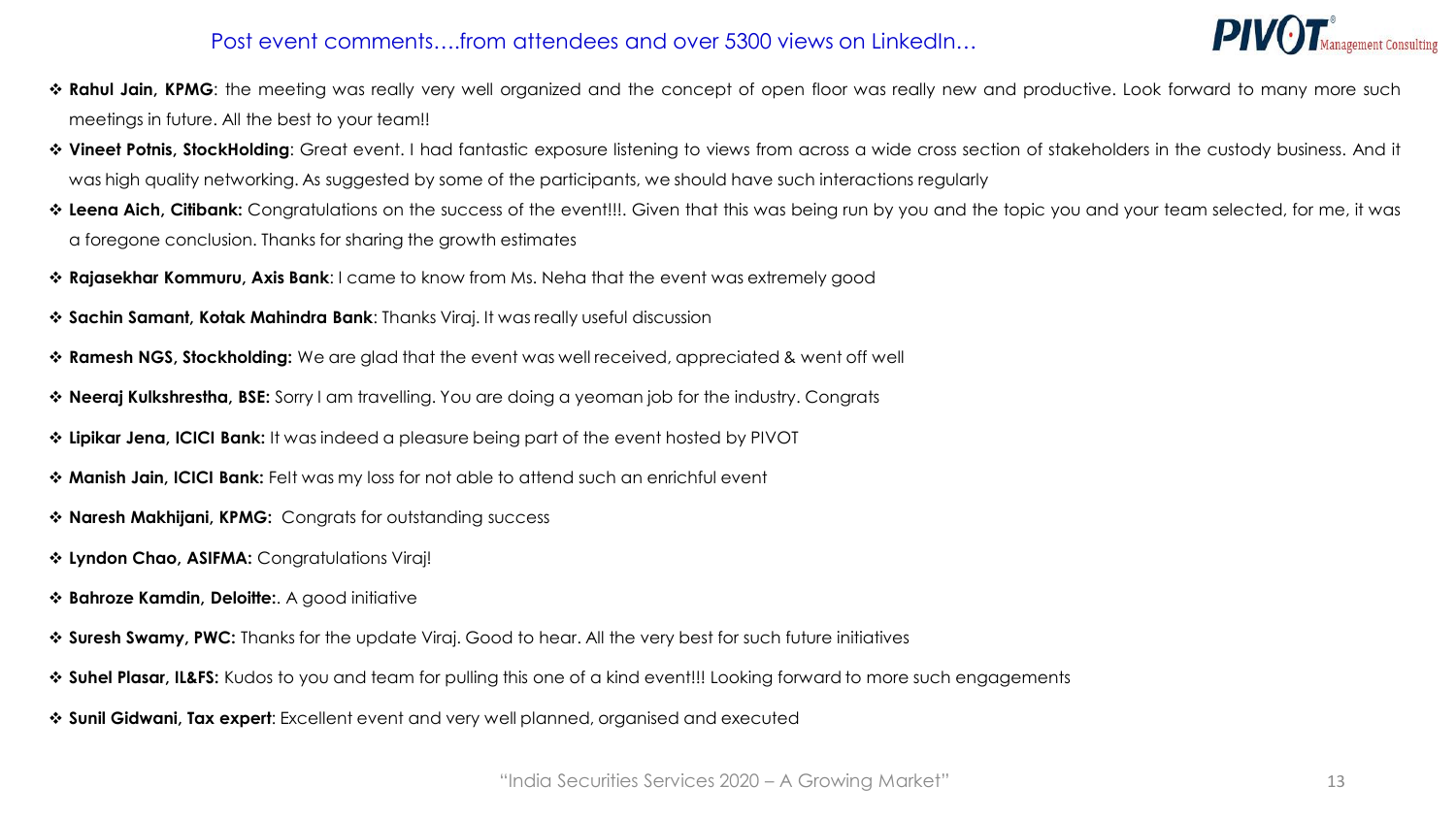## Post event comments….from attendees and over 5300 views on LinkedIn…

- **Rahul Jain, KPMG**: the meeting was really very well organized and the concept of open floor was really new and productive. Look forward to many more such meetings in future. All the best to your team!!
- **Vineet Potnis, StockHolding**: Great event. I had fantastic exposure listening to views from across a wide cross section of stakeholders in the custody business. And it was high quality networking. As suggested by some of the participants, we should have such interactions regularly
- **Leena Aich, Citibank:** Congratulations on the success of the event!!!. Given that this was being run by you and the topic you and your team selected, for me, it was a foregone conclusion. Thanks for sharing the growth estimates
- **Rajasekhar Kommuru, Axis Bank**: I came to know from Ms. Neha that the event was extremely good
- **Sachin Samant, Kotak Mahindra Bank**: Thanks Viraj. It was really useful discussion
- **Ramesh NGS, Stockholding:** We are glad that the event was well received, appreciated & went off well
- **Neeraj Kulkshrestha, BSE:** Sorry I am travelling. You are doing a yeoman job for the industry. Congrats
- **Lipikar Jena, ICICI Bank:** It was indeed a pleasure being part of the event hosted by PIVOT
- **Manish Jain, ICICI Bank:** Felt was my loss for not able to attend such an enrichful event
- **Naresh Makhijani, KPMG:** Congrats for outstanding success
- **Lyndon Chao, ASIFMA:** Congratulations Viraj!
- **Bahroze Kamdin, Deloitte:**. A good initiative
- **Suresh Swamy, PWC:** Thanks for the update Viraj. Good to hear. All the very best for such future initiatives
- **Suhel Plasar, IL&FS:** Kudos to you and team for pulling this one of a kind event!!! Looking forward to more such engagements
- **Sunil Gidwani, Tax expert**: Excellent event and very well planned, organised and executed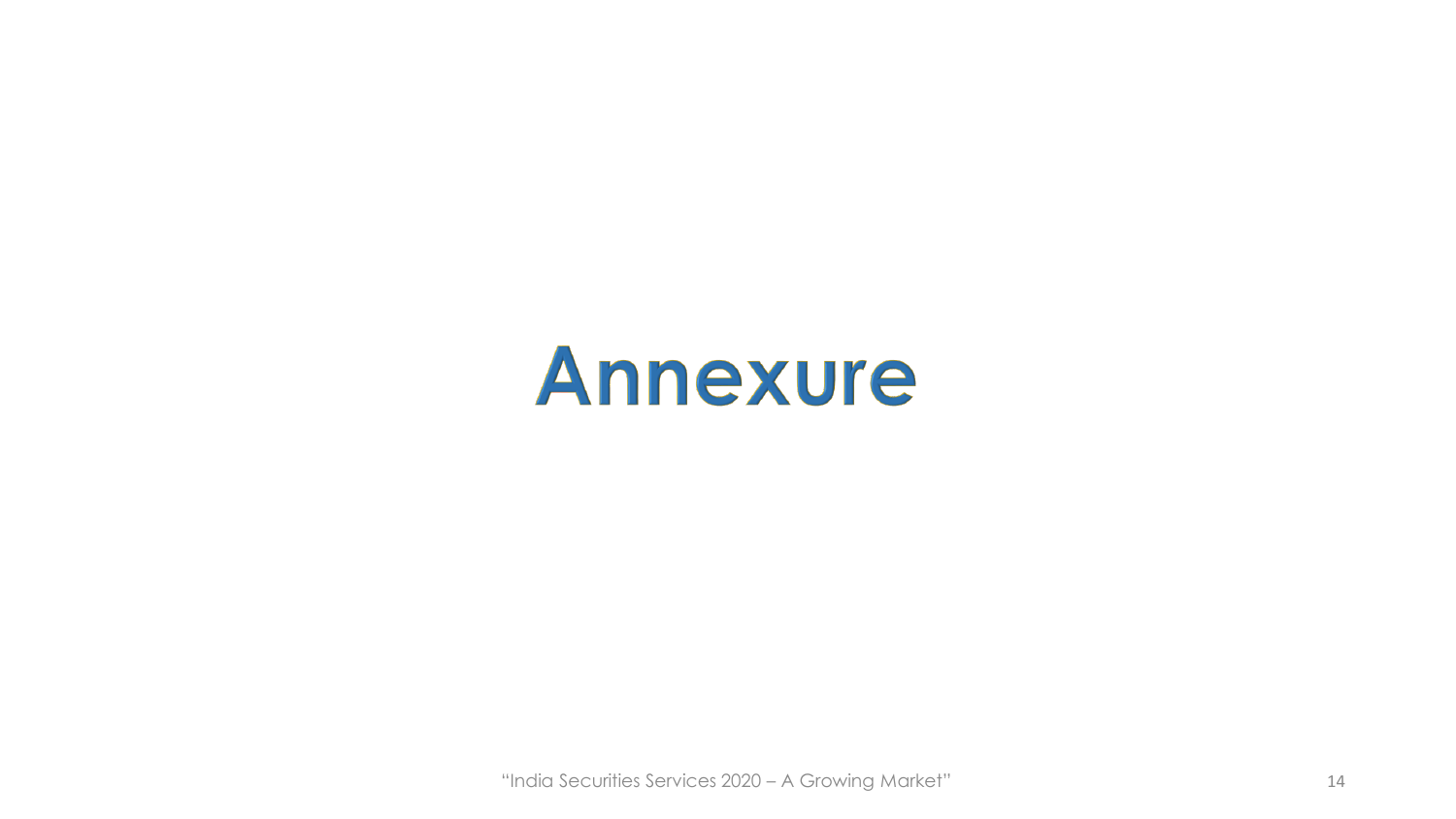# Annexure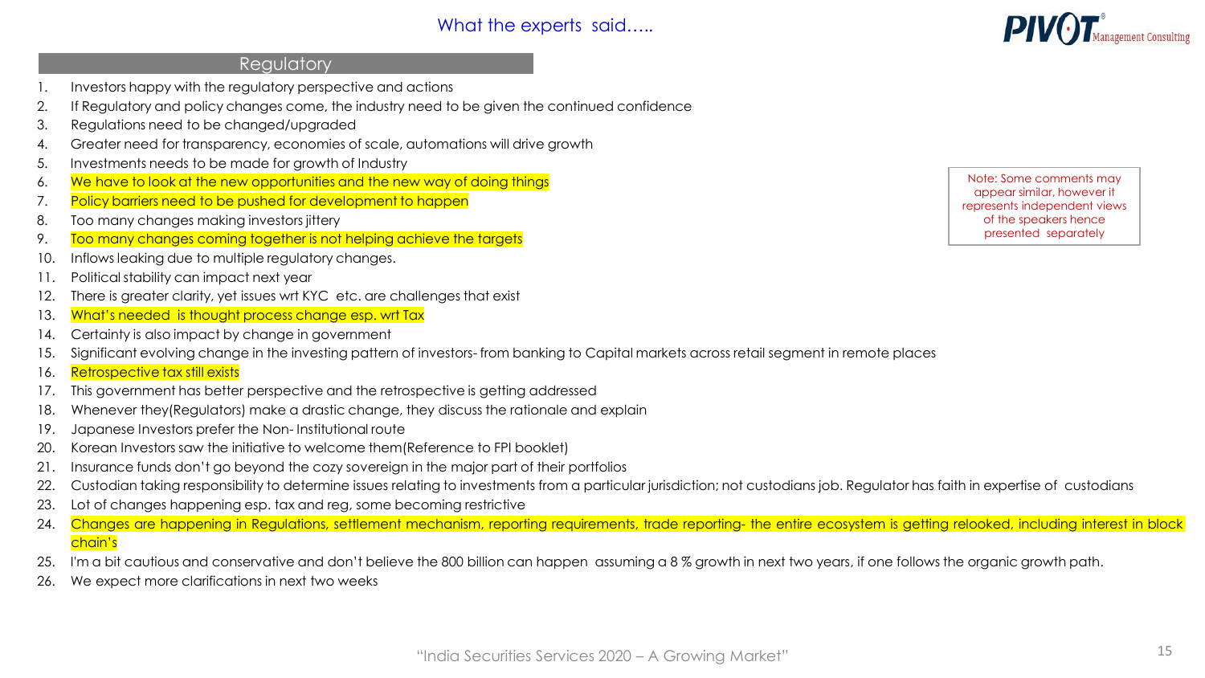# What the experts said…..

## Regulatory

1. Investors happy with the regulatory perspective and actions
2. If Regulatory and policy changes come, the industry need to be given the continued confidence
3. Regulations need to be changed/upgraded
4. Greater need for transparency, economies of scale, automations will drive growth
5. Investments needs to be made for growth of Industry
6. We have to look at the new opportunities and the new way of doing things
7. Policy barriers need to be pushed for development to happen
8. Too many changes making investors jittery
9. Too many changes coming together is not helping achieve the targets
10. Inflows leaking due to multiple regulatory changes.
11. Political stability can impact next year
12. There is greater clarity, yet issues wrt KYC etc. are challenges that exist
13. What's needed is thought process change esp. wrt Tax
14. Certainty is also impact by change in government
15. Significant evolving change in the investing pattern of investors- from banking to Capital markets across retail segment in remote places
16. Retrospective tax still exists
17. This government has better perspective and the retrospective is getting addressed
18. Whenever they(Regulators) make a drastic change, they discuss the rationale and explain
19. Japanese Investors prefer the Non- Institutional route
20. Korean Investors saw the initiative to welcome them(Reference to FPI booklet)
21. Insurance funds don't go beyond the cozy sovereign in the major part of their portfolios
22. Custodian taking responsibility to determine issues relating to investments from a particular jurisdiction; not custodians job. Regulator has faith in expertise of custodians
23. Lot of changes happening esp. tax and reg, some becoming restrictive
24. Changes are happening in Regulations, settlement mechanism, reporting requirements, trade reporting- the entire ecosystem is getting relooked, including interest in block chain's
25. I'm a bit cautious and conservative and don't believe the 800 billion can happen assuming a 8 % growth in next two years, if one follows the organic growth path.
26. We expect more clarifications in next two weeks

Note: Some comments may appear similar, however it represents independent views of the speakers hence presented separately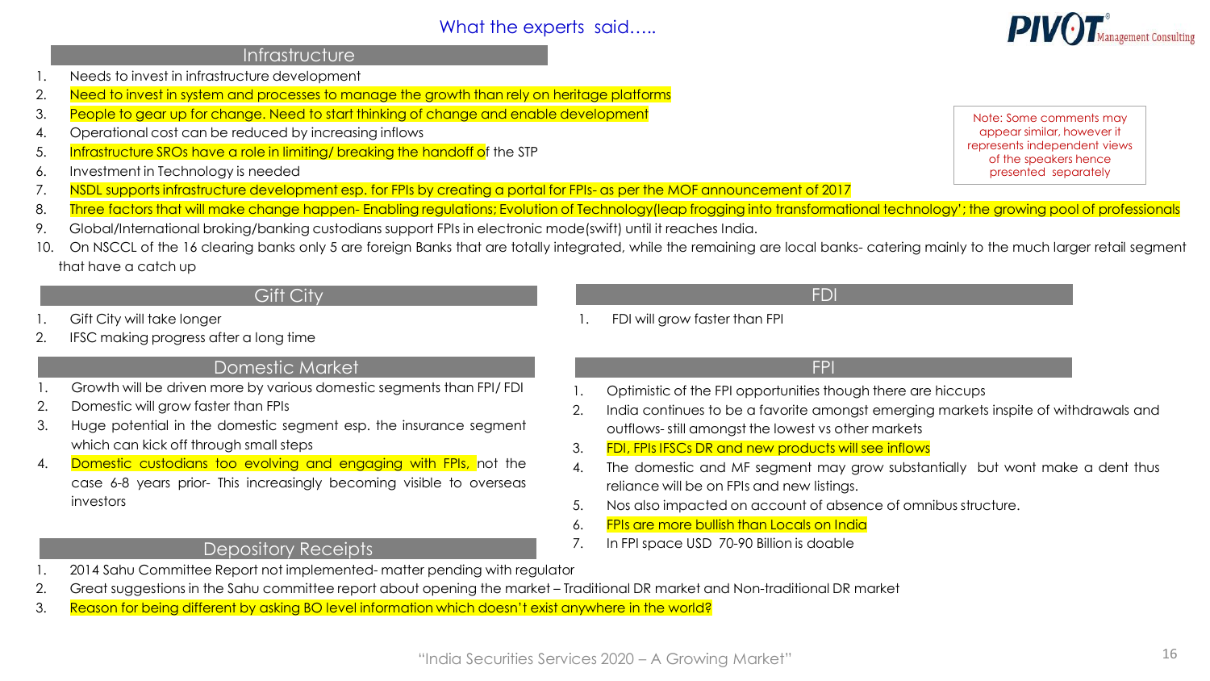# What the experts said…..

Note: Some comments may appear similar, however it represents independent views of the speakers hence presented separately

## Infrastructure

1. Needs to invest in infrastructure development
2. Need to invest in system and processes to manage the growth than rely on heritage platforms
3. People to gear up for change. Need to start thinking of change and enable development
4. Operational cost can be reduced by increasing inflows
5. Infrastructure SROs have a role in limiting/ breaking the handoff of the STP
6. Investment in Technology is needed
7. NSDL supports infrastructure development esp. for FPIs by creating a portal for FPIs- as per the MOF announcement of 2017
8. Three factors that will make change happen- Enabling regulations; Evolution of Technology(leap frogging into transformational technology'; the growing pool of professionals
9. Global/International broking/banking custodians support FPIs in electronic mode(swift) until it reaches India.
10. On NSCCL of the 16 clearing banks only 5 are foreign Banks that are totally integrated, while the remaining are local banks- catering mainly to the much larger retail segment that have a catch up

## Gift City

1. Gift City will take longer
2. IFSC making progress after a long time

## Domestic Market

1. Growth will be driven more by various domestic segments than FPI/ FDI
2. Domestic will grow faster than FPIs
3. Huge potential in the domestic segment esp. the insurance segment which can kick off through small steps
4. Domestic custodians too evolving and engaging with FPIs, not the case 6-8 years prior- This increasingly becoming visible to overseas investors

## FDI

1. FDI will grow faster than FPI

## FPI

1. Optimistic of the FPI opportunities though there are hiccups
2. India continues to be a favorite amongst emerging markets inspite of withdrawals and outflows- still amongst the lowest vs other markets
3. FDI, FPIs IFSCs DR and new products will see inflows
4. The domestic and MF segment may grow substantially but wont make a dent thus reliance will be on FPIs and new listings.
5. Nos also impacted on account of absence of omnibus structure.
6. FPIs are more bullish than Locals on India
7. In FPI space USD 70-90 Billion is doable

## Depository Receipts

1. 2014 Sahu Committee Report not implemented- matter pending with regulator
2. Great suggestions in the Sahu committee report about opening the market – Traditional DR market and Non-traditional DR market
3. Reason for being different by asking BO level information which doesn't exist anywhere in the world?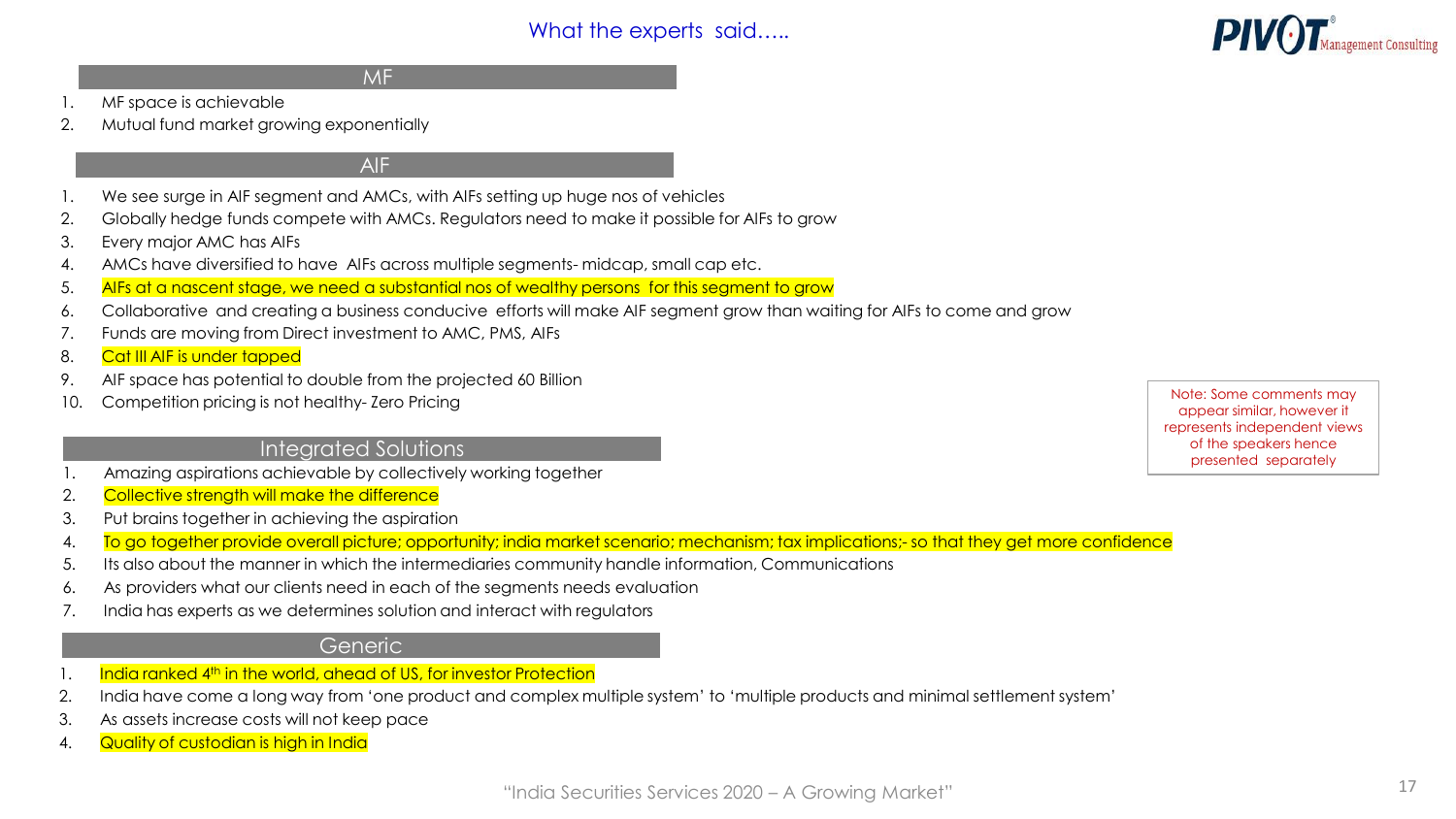# What the experts said…..

## MF

1. MF space is achievable
2. Mutual fund market growing exponentially

## AIF

1. We see surge in AIF segment and AMCs, with AIFs setting up huge nos of vehicles
2. Globally hedge funds compete with AMCs. Regulators need to make it possible for AIFs to grow
3. Every major AMC has AIFs
4. AMCs have diversified to have AIFs across multiple segments- midcap, small cap etc.
5. AIFs at a nascent stage, we need a substantial nos of wealthy persons for this segment to grow
6. Collaborative and creating a business conducive efforts will make AIF segment grow than waiting for AIFs to come and grow
7. Funds are moving from Direct investment to AMC, PMS, AIFs
8. Cat III AIF is under tapped
9. AIF space has potential to double from the projected 60 Billion
10. Competition pricing is not healthy- Zero Pricing

Note: Some comments may appear similar, however it represents independent views of the speakers hence presented separately

## Integrated Solutions

1. Amazing aspirations achievable by collectively working together
2. Collective strength will make the difference
3. Put brains together in achieving the aspiration
4. To go together provide overall picture; opportunity; india market scenario; mechanism; tax implications;- so that they get more confidence
5. Its also about the manner in which the intermediaries community handle information, Communications
6. As providers what our clients need in each of the segments needs evaluation
7. India has experts as we determines solution and interact with regulators

## Generic

1. India ranked 4th in the world, ahead of US, for investor Protection
2. India have come a long way from 'one product and complex multiple system' to 'multiple products and minimal settlement system'
3. As assets increase costs will not keep pace
4. Quality of custodian is high in India